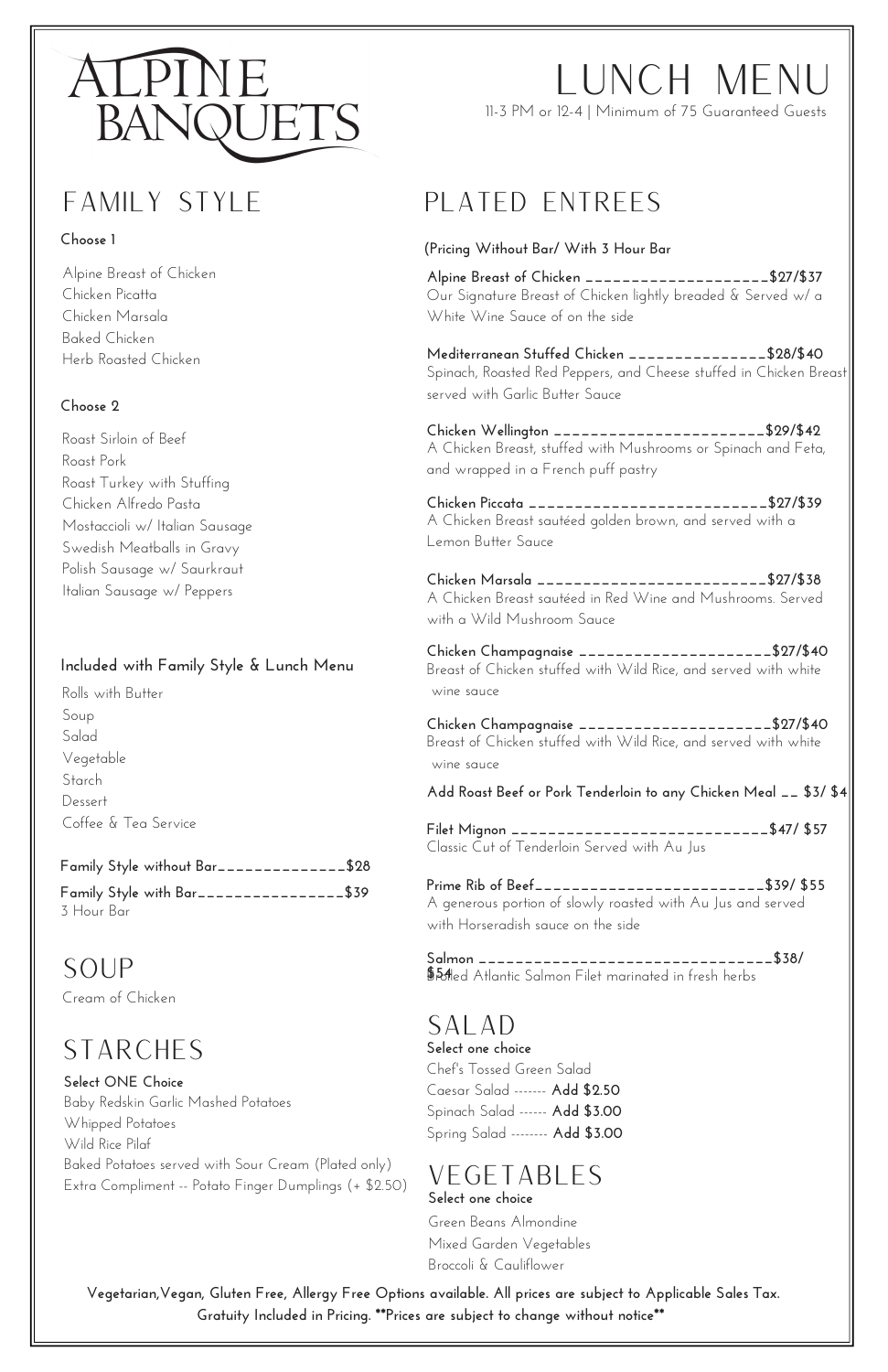# ALPINE BANQUETS

# LUNCH MENU

11-3 PM or 12-4 | Minimum of 75 Guaranteed Guests

## FAMILY STYLE

**Choose 1**

Alpine Breast of Chicken
Chicken Picatta
Chicken Marsala
Baked Chicken
Herb Roasted Chicken

**Choose 2**

Roast Sirloin of Beef
Roast Pork
Roast Turkey with Stuffing
Chicken Alfredo Pasta
Mostaccioli w/ Italian Sausage
Swedish Meatballs in Gravy
Polish Sausage w/ Saurkraut
Italian Sausage w/ Peppers

**Included with Family Style & Lunch Menu**

Rolls with Butter
Soup
Salad
Vegetable
Starch
Dessert
Coffee & Tea Service

**Family Style without Bar______________$28**

**Family Style with Bar________________$39**
3 Hour Bar

## SOUP

Cream of Chicken

## STARCHES

**Select ONE Choice**

Baby Redskin Garlic Mashed Potatoes
Whipped Potatoes
Wild Rice Pilaf
Baked Potatoes served with Sour Cream (Plated only)
Extra Compliment -- Potato Finger Dumplings (+ $2.50)

## PLATED ENTREES

**(Pricing Without Bar/ With 3 Hour Bar**

**Alpine Breast of Chicken ____________________$27/$37**
Our Signature Breast of Chicken lightly breaded & Served w/ a White Wine Sauce of on the side

**Mediterranean Stuffed Chicken _______________$28/$40**
Spinach, Roasted Red Peppers, and Cheese stuffed in Chicken Breast served with Garlic Butter Sauce

**Chicken Wellington _______________________$29/$42**
A Chicken Breast, stuffed with Mushrooms or Spinach and Feta, and wrapped in a French puff pastry

**Chicken Piccata _________________________$27/$39**
A Chicken Breast sautéed golden brown, and served with a Lemon Butter Sauce

**Chicken Marsala ________________________$27/$38**
A Chicken Breast sautéed in Red Wine and Mushrooms. Served with a Wild Mushroom Sauce

**Chicken Champagnaise ____________________$27/$40**
Breast of Chicken stuffed with Wild Rice, and served with white wine sauce

**Chicken Champagnaise ____________________$27/$40**
Breast of Chicken stuffed with Wild Rice, and served with white wine sauce

**Add Roast Beef or Pork Tenderloin to any Chicken Meal __ $3/ $4**

**Filet Mignon __________________________$47/ $57**
Classic Cut of Tenderloin Served with Au Jus

**Prime Rib of Beef_______________________$39/ $55**
A generous portion of slowly roasted with Au Jus and served with Horseradish sauce on the side

**Salmon _____________________________$38/ $54**
Broiled Atlantic Salmon Filet marinated in fresh herbs

## SALAD

**Select one choice**

Chef's Tossed Green Salad
Caesar Salad ------- **Add $2.50**
Spinach Salad ------ **Add $3.00**
Spring Salad -------- **Add $3.00**

## VEGETABLES

**Select one choice**

Green Beans Almondine
Mixed Garden Vegetables
Broccoli & Cauliflower

**Vegetarian,Vegan, Gluten Free, Allergy Free Options available. All prices are subject to Applicable Sales Tax. Gratuity Included in Pricing. **Prices are subject to change without notice****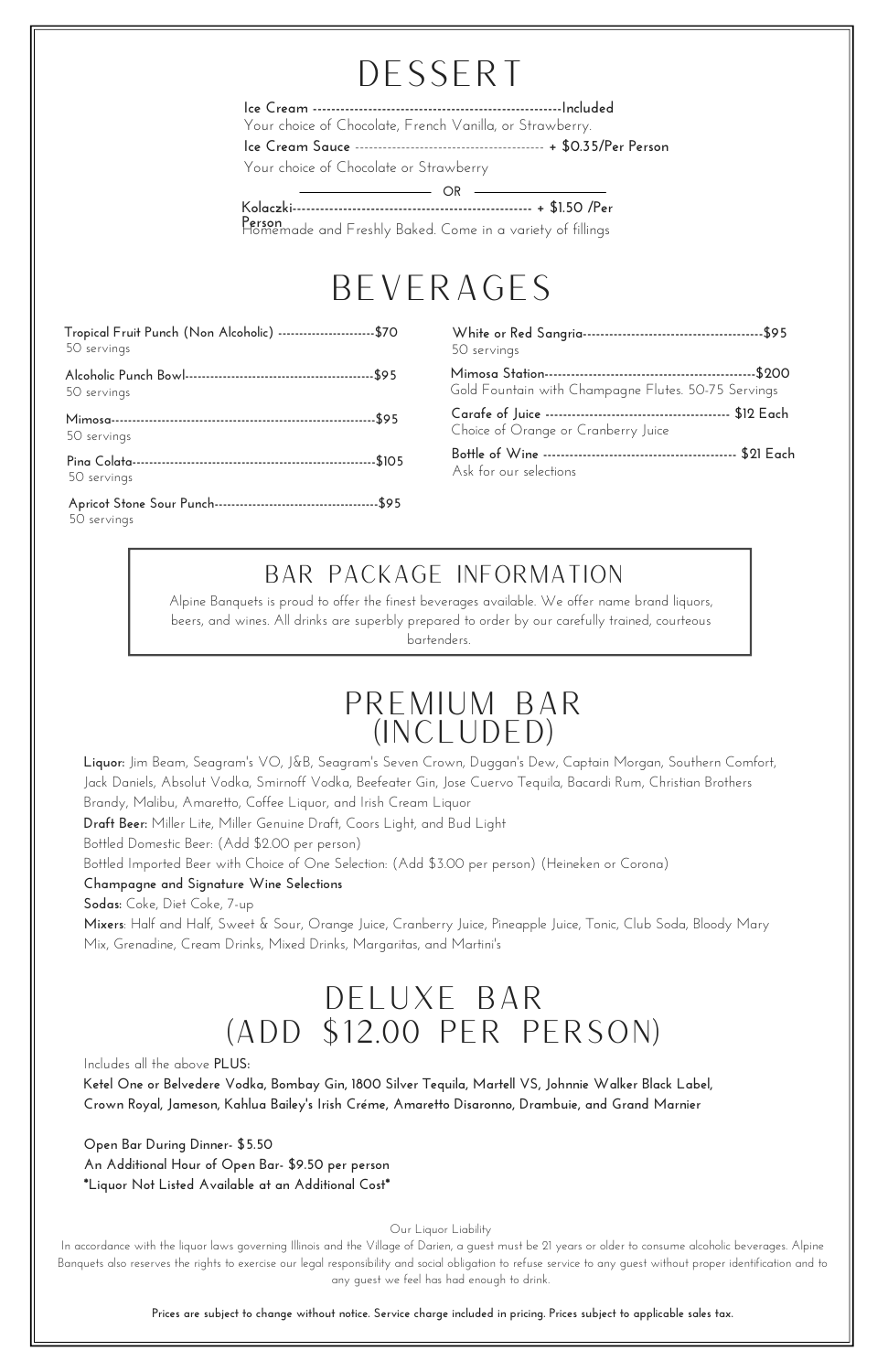# DESSERT

**Ice Cream ------------------------------------------------------Included**
Your choice of Chocolate, French Vanilla, or Strawberry.

**Ice Cream Sauce --------------------------------------- + $0.35/Per Person**
Your choice of Chocolate or Strawberry

OR

**Kolaczki------------------------------------------------------- + $1.50 /Per Person**
Homemade and Freshly Baked. Come in a variety of fillings

# BEVERAGES

**Tropical Fruit Punch (Non Alcoholic) ----------------------$70**
50 servings

**Alcoholic Punch Bowl-----------------------------------------------$95**
50 servings

**Mimosa------------------------------------------------------------------$95**
50 servings

**Pina Colata-----------------------------------------------------------$105**
50 servings

**Apricot Stone Sour Punch-------------------------------------$95**
50 servings

**White or Red Sangria---------------------------------------------$95**
50 servings

**Mimosa Station-----------------------------------------------------$200**
Gold Fountain with Champagne Flutes. 50-75 Servings

**Carafe of Juice ---------------------------------------------- $12 Each**
Choice of Orange or Cranberry Juice

**Bottle of Wine ------------------------------------------------- $21 Each**
Ask for our selections

## BAR PACKAGE INFORMATION

Alpine Banquets is proud to offer the finest beverages available. We offer name brand liquors, beers, and wines. All drinks are superbly prepared to order by our carefully trained, courteous bartenders.

# PREMIUM BAR (INCLUDED)

**Liquor:** Jim Beam, Seagram's VO, J&B, Seagram's Seven Crown, Duggan's Dew, Captain Morgan, Southern Comfort, Jack Daniels, Absolut Vodka, Smirnoff Vodka, Beefeater Gin, Jose Cuervo Tequila, Bacardi Rum, Christian Brothers Brandy, Malibu, Amaretto, Coffee Liquor, and Irish Cream Liquor

**Draft Beer:** Miller Lite, Miller Genuine Draft, Coors Light, and Bud Light

Bottled Domestic Beer: (Add $2.00 per person)

Bottled Imported Beer with Choice of One Selection: (Add $3.00 per person) (Heineken or Corona)

**Champagne and Signature Wine Selections**

**Sodas:** Coke, Diet Coke, 7-up

**Mixers**: Half and Half, Sweet & Sour, Orange Juice, Cranberry Juice, Pineapple Juice, Tonic, Club Soda, Bloody Mary Mix, Grenadine, Cream Drinks, Mixed Drinks, Margaritas, and Martini's

# DELUXE BAR (ADD $12.00 PER PERSON)

Includes all the above **PLUS:**

**Ketel One or Belvedere Vodka, Bombay Gin, 1800 Silver Tequila, Martell VS, Johnnie Walker Black Label, Crown Royal, Jameson, Kahlua Bailey's Irish Créme, Amaretto Disaronno, Drambuie, and Grand Marnier**

**Open Bar During Dinner- $5.50**
**An Additional Hour of Open Bar- $9.50 per person**
***Liquor Not Listed Available at an Additional Cost***

Our Liquor Liability

In accordance with the liquor laws governing Illinois and the Village of Darien, a guest must be 21 years or older to consume alcoholic beverages. Alpine Banquets also reserves the rights to exercise our legal responsibility and social obligation to refuse service to any guest without proper identification and to any guest we feel has had enough to drink.

**Prices are subject to change without notice. Service charge included in pricing. Prices subject to applicable sales tax.**